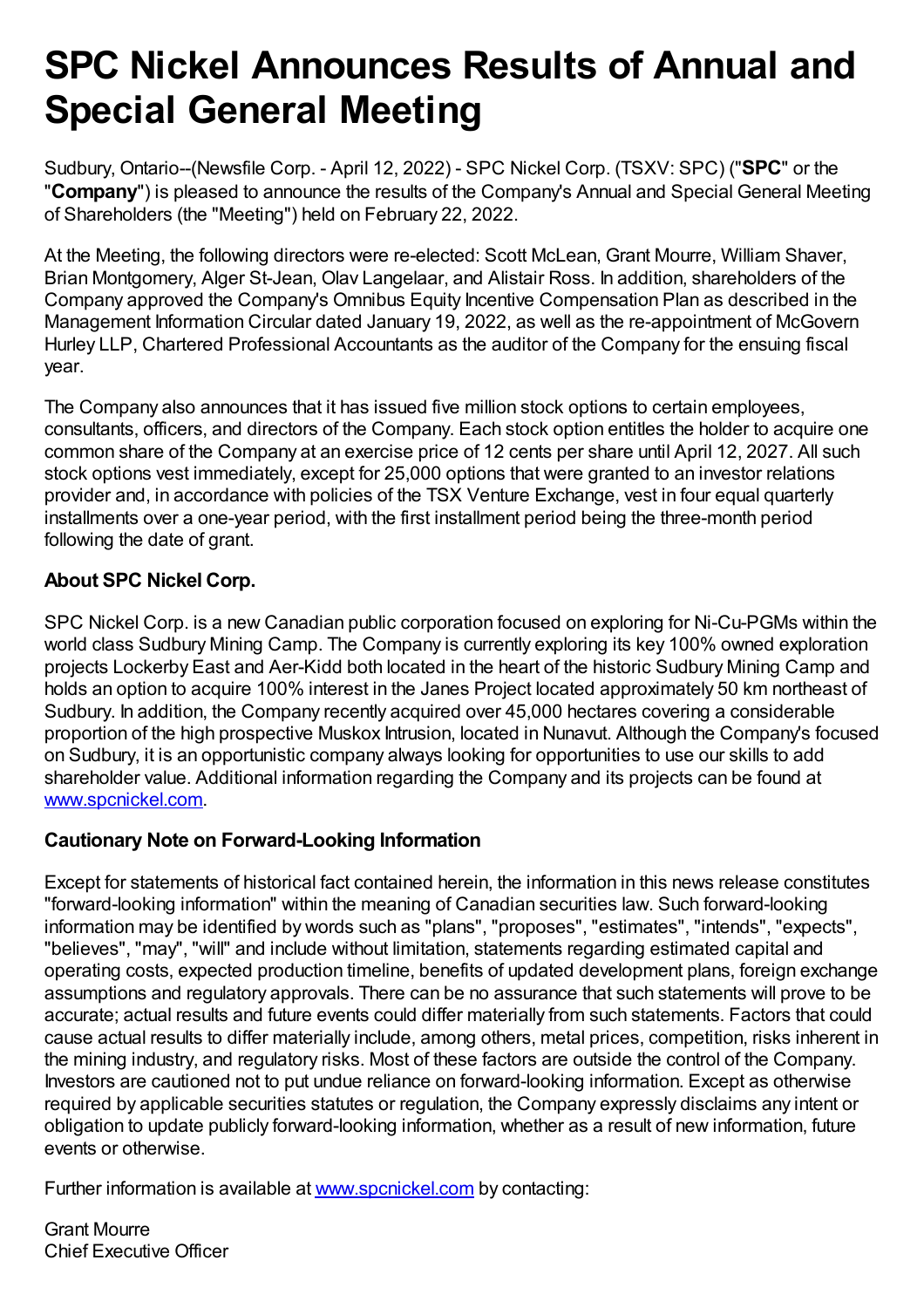# SPC Nickel Announces Results of Annual and Special General Meeting

Sudbury, Ontario--(Newsfile Corp. - April 12, 2022) - SPC Nickel Corp. (TSXV: SPC) ("**SPC**" or the "**Company**") is pleased to announce the results of the Company's Annual and Special General Meeting of Shareholders (the "Meeting") held on February 22, 2022.

At the Meeting, the following directors were re-elected: Scott McLean, Grant Mourre, William Shaver, Brian Montgomery, Alger St-Jean, Olav Langelaar, and Alistair Ross. In addition, shareholders of the Company approved the Company's Omnibus Equity Incentive Compensation Plan as described in the Management Information Circular dated January 19, 2022, as well as the re-appointment of McGovern Hurley LLP, Chartered Professional Accountants as the auditor of the Company for the ensuing fiscal year.

The Company also announces that it has issued five million stock options to certain employees, consultants, officers, and directors of the Company. Each stock option entitles the holder to acquire one common share of the Company at an exercise price of 12 cents per share until April 12, 2027. All such stock options vest immediately, except for 25,000 options that were granted to an investor relations provider and, in accordance with policies of the TSX Venture Exchange, vest in four equal quarterly installments over a one-year period, with the first installment period being the three-month period following the date of grant.

### About SPC Nickel Corp.

SPC Nickel Corp. is a new Canadian public corporation focused on exploring for Ni-Cu-PGMs within the world class Sudbury Mining Camp. The Company is currently exploring its key 100% owned exploration projects Lockerby East and Aer-Kidd both located in the heart of the historic Sudbury Mining Camp and holds an option to acquire 100% interest in the Janes Project located approximately 50 km northeast of Sudbury. In addition, the Company recently acquired over 45,000 hectares covering a considerable proportion of the high prospective Muskox Intrusion, located in Nunavut. Although the Company's focused on Sudbury, it is an opportunistic company always looking for opportunities to use our skills to add shareholder value. Additional information regarding the Company and its projects can be found at [www.spcnickel.com](www.spcnickel.com).

### Cautionary Note on Forward-Looking Information

Except for statements of historical fact contained herein, the information in this news release constitutes "forward-looking information" within the meaning of Canadian securities law. Such forward-looking information may be identified by words such as "plans", "proposes", "estimates", "intends", "expects", "believes", "may", "will" and include without limitation, statements regarding estimated capital and operating costs, expected production timeline, benefits of updated development plans, foreign exchange assumptions and regulatory approvals. There can be no assurance that such statements will prove to be accurate; actual results and future events could differ materially from such statements. Factors that could cause actual results to differ materially include, among others, metal prices, competition, risks inherent in the mining industry, and regulatory risks. Most of these factors are outside the control of the Company. Investors are cautioned not to put undue reliance on forward-looking information. Except as otherwise required by applicable securities statutes or regulation, the Company expressly disclaims any intent or obligation to update publicly forward-looking information, whether as a result of new information, future events or otherwise.

Further information is available at [www.spcnickel.com](www.spcnickel.com) by contacting:

Grant Mourre
Chief Executive Officer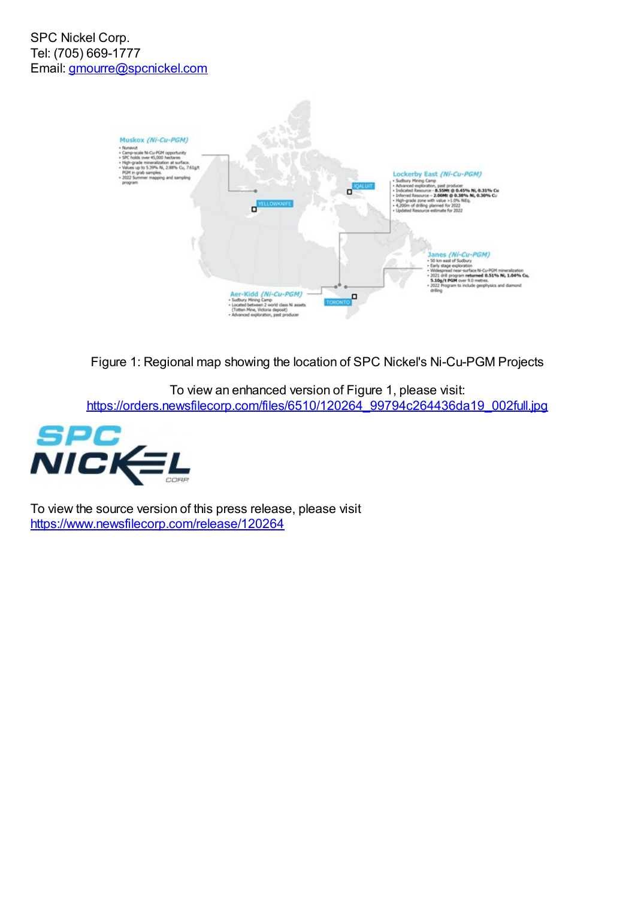SPC Nickel Corp.
Tel: (705) 669-1777
Email: gmourre@spcnickel.com

Muskox (Ni-Cu-PGM)
- Nunavut
- Camp-scale Ni-Cu-PGM opportunity
- SPC holds over 45,000 hectares
- High-grade mineralization at surface.
- Values up to 5.39% Ni, 2.88% Cu, 7.61g/t PGM in grab samples.
- 2022 Summer mapping and sampling program

Lockerby East (Ni-Cu-PGM)
- Sudbury Mining Camp
- Advanced exploration, past producer
- Indicated Resource - **8.55Mt @ 0.45% Ni, 0.31% Cu**
- Inferred Resource – **2.00Mt @ 0.38% Ni, 0.30% Cu**
- High-grade zone with value >1.0% NiEq
- 4,200m of drilling planned for 2022
- Updated Resource estimate for 2022

Janes (Ni-Cu-PGM)
- 50 km east of Sudbury
- Early stage exploration
- Widespread near-surface Ni-Cu-PGM mineralization
- 2021 drill program **returned 0.51% Ni, 1.04% Cu, 5.10g/t PGM** over 9.0 metres.
- 2022 Program to include geophysics and diamond drilling

Aer-Kidd (Ni-Cu-PGM)
- Sudbury Mining Camp
- Located between 2 world class Ni assets (Totten Mine, Victoria deposit)
- Advanced exploration, past producer

YELLOWKNIFE

IQALUIT

TORONTO

Figure 1: Regional map showing the location of SPC Nickel's Ni-Cu-PGM Projects

To view an enhanced version of Figure 1, please visit:
https://orders.newsfilecorp.com/files/6510/120264_99794c264436da19_002full.jpg

To view the source version of this press release, please visit https://www.newsfilecorp.com/release/120264